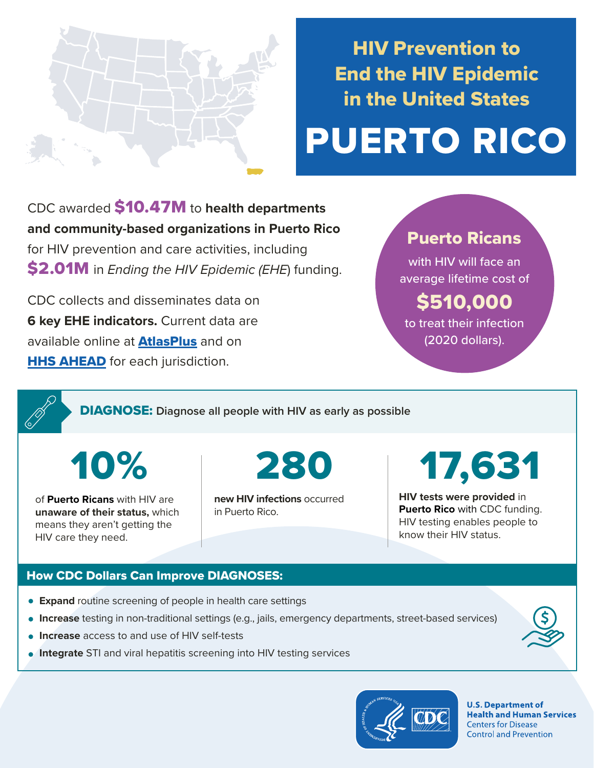# HIV Prevention to End the HIV Epidemic in the United States

# PUERTO RICO

CDC awarded **$10.47M** to **health departments and community-based organizations in Puerto Rico** for HIV prevention and care activities, including **$2.01M** in *Ending the HIV Epidemic (EHE*) funding.

CDC collects and disseminates data on **6 key EHE indicators.** Current data are available online at **AtlasPlus** and on **HHS AHEAD** for each jurisdiction.

**Puerto Ricans** with HIV will face an average lifetime cost of **$510,000** to treat their infection (2020 dollars).

## DIAGNOSE: Diagnose all people with HIV as early as possible

**10%**

of **Puerto Ricans** with HIV are **unaware of their status,** which means they aren't getting the HIV care they need.

**280**

**new HIV infections** occurred in Puerto Rico.

**17,631**

**HIV tests were provided** in **Puerto Rico** with CDC funding. HIV testing enables people to know their HIV status.

### How CDC Dollars Can Improve DIAGNOSES:

- **Expand** routine screening of people in health care settings
- **Increase** testing in non-traditional settings (e.g., jails, emergency departments, street-based services)
- **Increase** access to and use of HIV self-tests
- **Integrate** STI and viral hepatitis screening into HIV testing services

U.S. Department of Health and Human Services
Centers for Disease Control and Prevention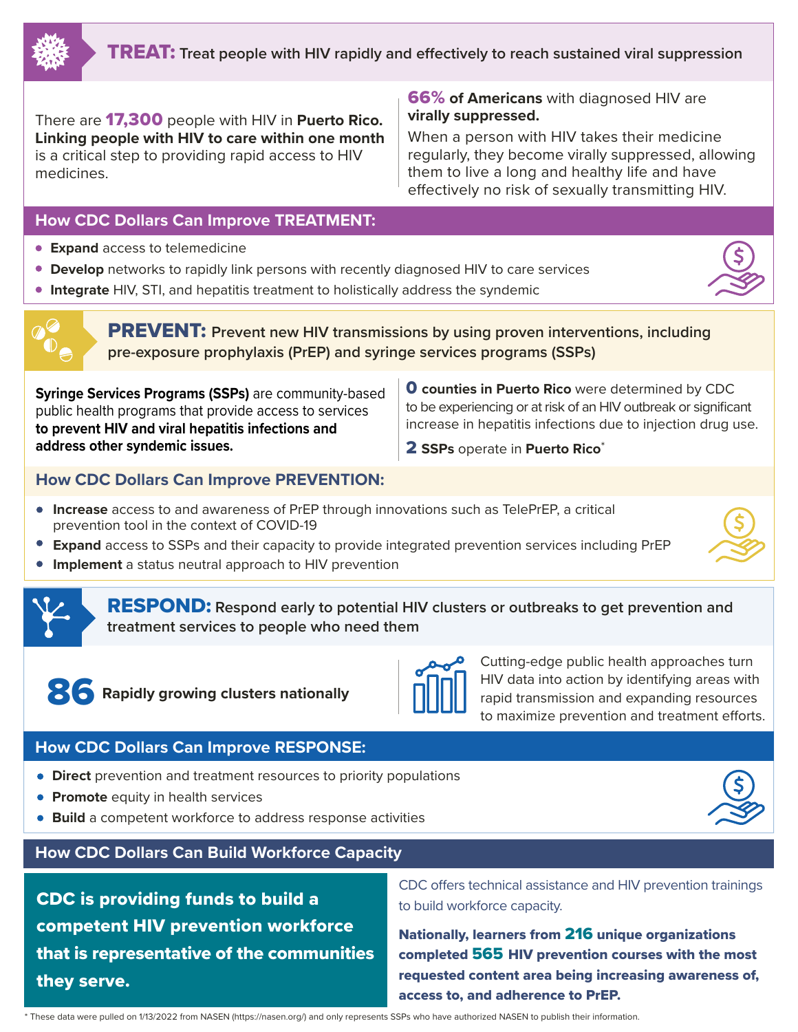## **TREAT:** Treat people with HIV rapidly and effectively to reach sustained viral suppression

There are **17,300** people with HIV in **Puerto Rico. Linking people with HIV to care within one month** is a critical step to providing rapid access to HIV medicines.

**66% of Americans** with diagnosed HIV are **virally suppressed.**

When a person with HIV takes their medicine regularly, they become virally suppressed, allowing them to live a long and healthy life and have effectively no risk of sexually transmitting HIV.

### How CDC Dollars Can Improve TREATMENT:

- **Expand** access to telemedicine
- **Develop** networks to rapidly link persons with recently diagnosed HIV to care services
- **Integrate** HIV, STI, and hepatitis treatment to holistically address the syndemic

## **PREVENT:** Prevent new HIV transmissions by using proven interventions, including pre-exposure prophylaxis (PrEP) and syringe services programs (SSPs)

**Syringe Services Programs (SSPs)** are community-based public health programs that provide access to services **to prevent HIV and viral hepatitis infections and address other syndemic issues.**

**0 counties in Puerto Rico** were determined by CDC to be experiencing or at risk of an HIV outbreak or significant increase in hepatitis infections due to injection drug use.

**2 SSPs** operate in **Puerto Rico***

### How CDC Dollars Can Improve PREVENTION:

- **Increase** access to and awareness of PrEP through innovations such as TelePrEP, a critical prevention tool in the context of COVID-19
- **Expand** access to SSPs and their capacity to provide integrated prevention services including PrEP
- **Implement** a status neutral approach to HIV prevention

## **RESPOND:** Respond early to potential HIV clusters or outbreaks to get prevention and treatment services to people who need them

**86 Rapidly growing clusters nationally**

Cutting-edge public health approaches turn HIV data into action by identifying areas with rapid transmission and expanding resources to maximize prevention and treatment efforts.

### How CDC Dollars Can Improve RESPONSE:

- **Direct** prevention and treatment resources to priority populations
- **Promote** equity in health services
- **Build** a competent workforce to address response activities

### How CDC Dollars Can Build Workforce Capacity

**CDC is providing funds to build a competent HIV prevention workforce that is representative of the communities they serve.**

CDC offers technical assistance and HIV prevention trainings to build workforce capacity.

**Nationally, learners from 216 unique organizations completed 565 HIV prevention courses with the most requested content area being increasing awareness of, access to, and adherence to PrEP.**

* These data were pulled on 1/13/2022 from NASEN (https://nasen.org/) and only represents SSPs who have authorized NASEN to publish their information.